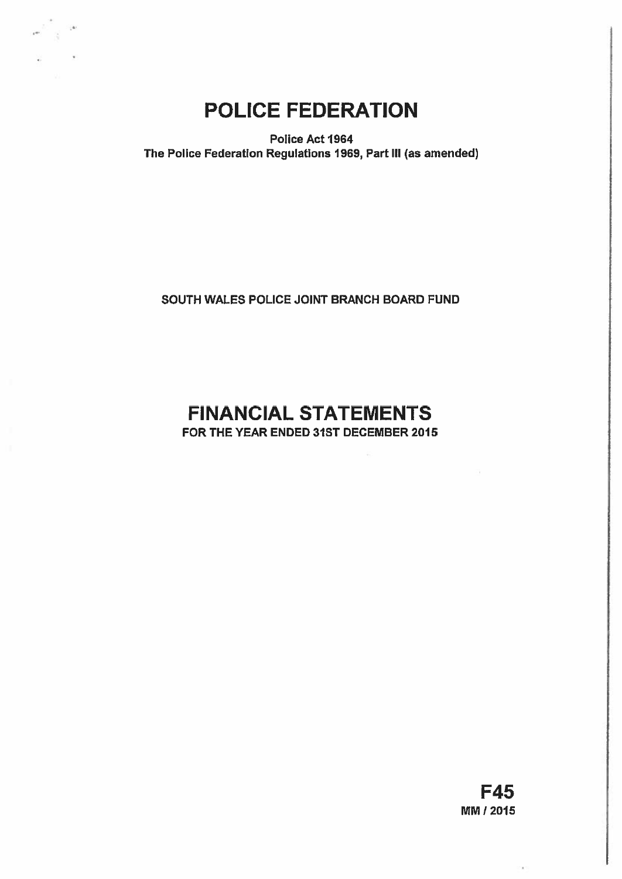# POLICE FEDERATION

**Police Act 1964**
**The Police Federation Regulations 1969, Part III (as amended)**

**SOUTH WALES POLICE JOINT BRANCH BOARD FUND**

# FINANCIAL STATEMENTS

**FOR THE YEAR ENDED 31ST DECEMBER 2015**

**F45**
**MM / 2015**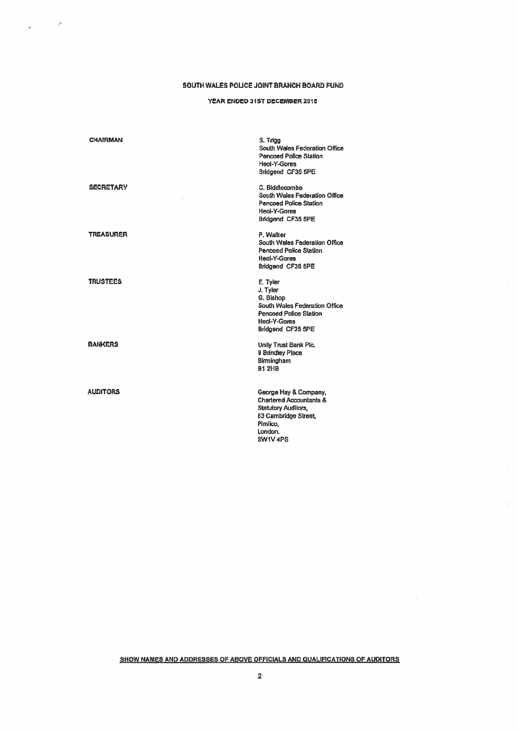# SOUTH WALES POLICE JOINT BRANCH BOARD FUND

## YEAR ENDED 31ST DECEMBER 2016

| | |
|---|---|
| **CHAIRMAN** | S. Trigg<br>South Wales Federation Office<br>Pencoed Police Station<br>Heol-Y-Gores<br>Bridgend CF35 5PE |
| **SECRETARY** | C. Biddlecombe<br>South Wales Federation Office<br>Pencoed Police Station<br>Heol-Y-Gores<br>Bridgend CF35 5PE |
| **TREASURER** | P. Walker<br>South Wales Federation Office<br>Pencoed Police Station<br>Heol-Y-Gores<br>Bridgend CF35 5PE |
| **TRUSTEES** | E. Tyler<br>J. Tyler<br>G. Bishop<br>South Wales Federation Office<br>Pencoed Police Station<br>Heol-Y-Gores<br>Bridgend CF35 5PE |
| **BANKERS** | Unity Trust Bank Plc.<br>9 Brindley Place<br>Birmingham<br>B1 2HB |
| **AUDITORS** | George Hay & Company,<br>Chartered Accountants &<br>Statutory Auditors,<br>83 Cambridge Street,<br>Pimlico,<br>London.<br>SW1V 4PS |

**SHOW NAMES AND ADDRESSES OF ABOVE OFFICIALS AND QUALIFICATIONS OF AUDITORS**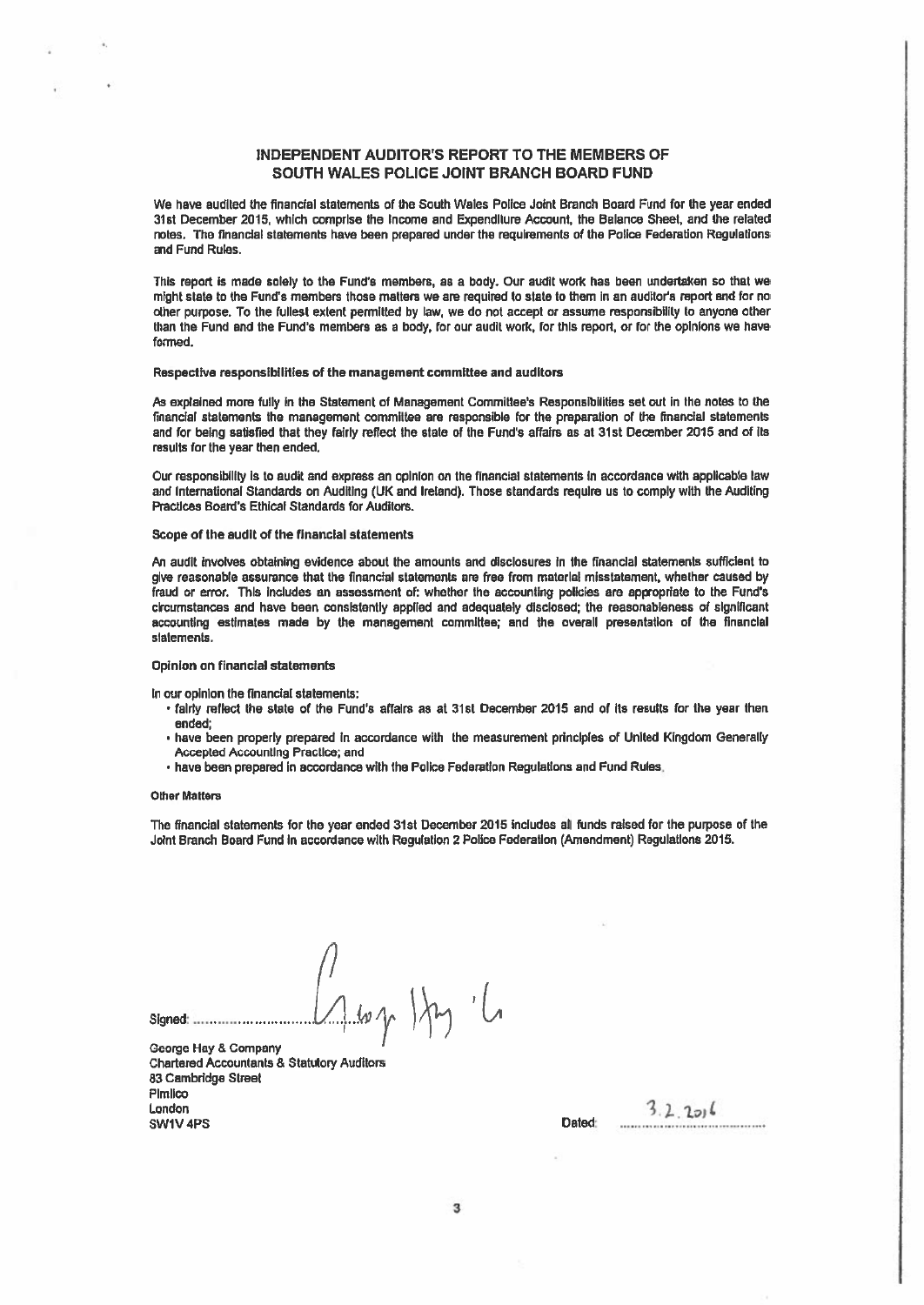# INDEPENDENT AUDITOR'S REPORT TO THE MEMBERS OF SOUTH WALES POLICE JOINT BRANCH BOARD FUND

We have audited the financial statements of the South Wales Police Joint Branch Board Fund for the year ended 31st December 2015, which comprise the Income and Expenditure Account, the Balance Sheet, and the related notes. The financial statements have been prepared under the requirements of the Police Federation Regulations and Fund Rules.

This report is made solely to the Fund's members, as a body. Our audit work has been undertaken so that we might state to the Fund's members those matters we are required to state to them in an auditor's report and for no other purpose. To the fullest extent permitted by law, we do not accept or assume responsibility to anyone other than the Fund and the Fund's members as a body, for our audit work, for this report, or for the opinions we have formed.

**Respective responsibilities of the management committee and auditors**

As explained more fully in the Statement of Management Committee's Responsibilities set out in the notes to the financial statements the management committee are responsible for the preparation of the financial statements and for being satisfied that they fairly reflect the state of the Fund's affairs as at 31st December 2015 and of its results for the year then ended.

Our responsibility is to audit and express an opinion on the financial statements in accordance with applicable law and International Standards on Auditing (UK and Ireland). Those standards require us to comply with the Auditing Practices Board's Ethical Standards for Auditors.

**Scope of the audit of the financial statements**

An audit involves obtaining evidence about the amounts and disclosures in the financial statements sufficient to give reasonable assurance that the financial statements are free from material misstatement, whether caused by fraud or error. This includes an assessment of: whether the accounting policies are appropriate to the Fund's circumstances and have been consistently applied and adequately disclosed; the reasonableness of significant accounting estimates made by the management committee; and the overall presentation of the financial statements.

**Opinion on financial statements**

In our opinion the financial statements:

- fairly reflect the state of the Fund's affairs as at 31st December 2015 and of its results for the year then ended;
- have been properly prepared in accordance with the measurement principles of United Kingdom Generally Accepted Accounting Practice; and
- have been prepared in accordance with the Police Federation Regulations and Fund Rules.

**Other Matters**

The financial statements for the year ended 31st December 2015 includes all funds raised for the purpose of the Joint Branch Board Fund in accordance with Regulation 2 Police Federation (Amendment) Regulations 2015.

Signed: George Hay & Co

George Hay & Company
Chartered Accountants & Statutory Auditors
83 Cambridge Street
Pimlico
London
SW1V 4PS

Dated: 3.2.2016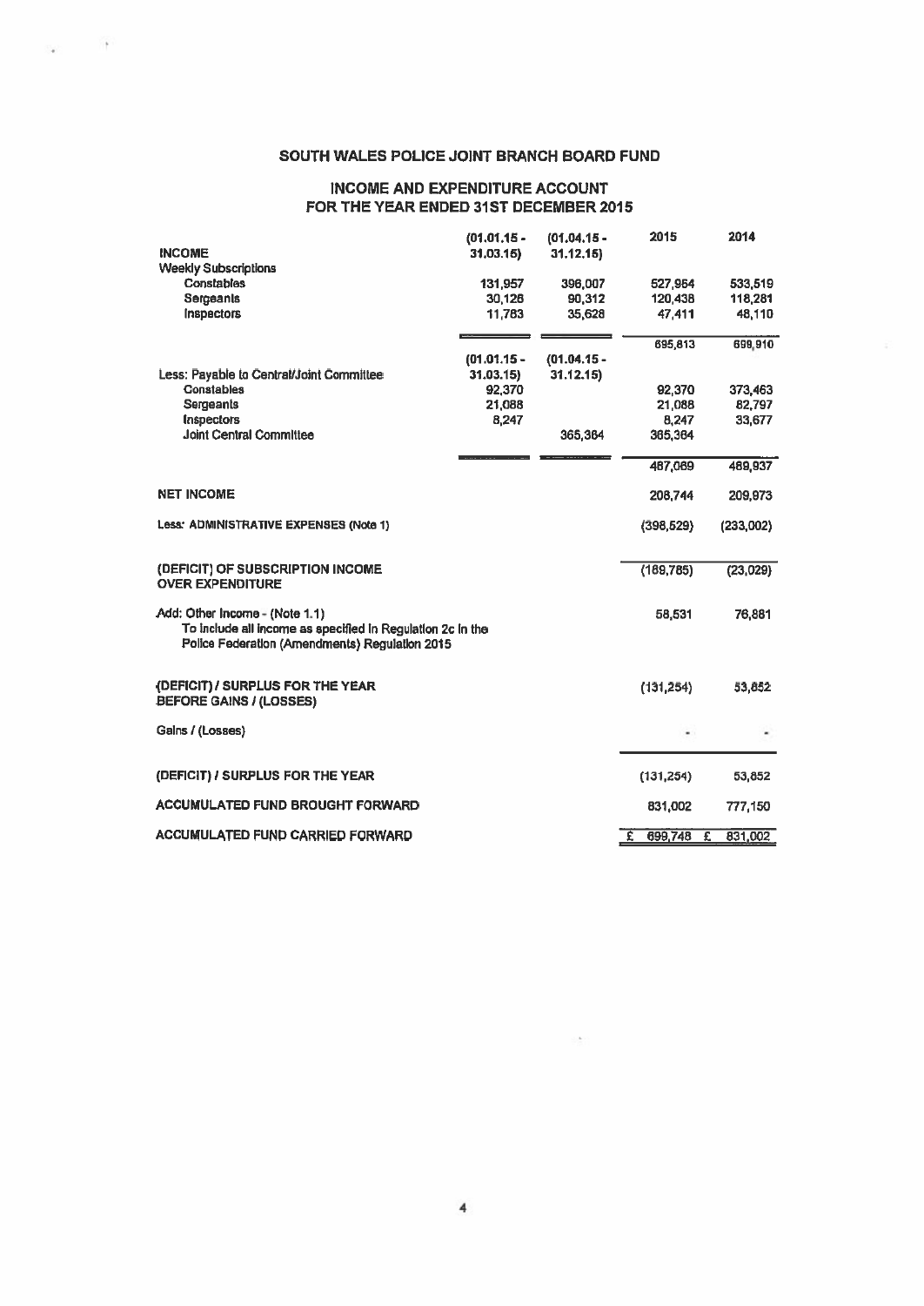# SOUTH WALES POLICE JOINT BRANCH BOARD FUND

## INCOME AND EXPENDITURE ACCOUNT
## FOR THE YEAR ENDED 31ST DECEMBER 2015

| | (01.01.15 - 31.03.15) | (01.04.15 - 31.12.15) | 2015 | 2014 |
|---|---|---|---|---|
| **INCOME** | | | | |
| Weekly Subscriptions | | | | |
| Constables | 131,957 | 396,007 | 527,964 | 533,519 |
| Sergeants | 30,126 | 90,312 | 120,438 | 118,281 |
| Inspectors | 11,783 | 35,628 | 47,411 | 48,110 |
| | | | 695,813 | 699,910 |
| | (01.01.15 - 31.03.15) | (01.04.15 - 31.12.15) | | |
| Less: Payable to Central/Joint Committee | | | | |
| Constables | 92,370 | | 92,370 | 373,463 |
| Sergeants | 21,088 | | 21,088 | 82,797 |
| Inspectors | 8,247 | | 8,247 | 33,677 |
| Joint Central Committee | | 365,364 | 365,364 | |
| | | | 487,069 | 489,937 |
| **NET INCOME** | | | 208,744 | 209,973 |
| Less: ADMINISTRATIVE EXPENSES (Note 1) | | | (398,529) | (233,002) |
| **(DEFICIT) OF SUBSCRIPTION INCOME OVER EXPENDITURE** | | | (189,785) | (23,029) |
| Add: Other Income - (Note 1.1) To include all income as specified in Regulation 2c in the Police Federation (Amendments) Regulation 2015 | | | 58,531 | 76,881 |
| **(DEFICIT) / SURPLUS FOR THE YEAR BEFORE GAINS / (LOSSES)** | | | (131,254) | 53,852 |
| Gains / (Losses) | | | - | - |
| **(DEFICIT) / SURPLUS FOR THE YEAR** | | | (131,254) | 53,852 |
| **ACCUMULATED FUND BROUGHT FORWARD** | | | 831,002 | 777,150 |
| **ACCUMULATED FUND CARRIED FORWARD** | | | £ 699,748 | £ 831,002 |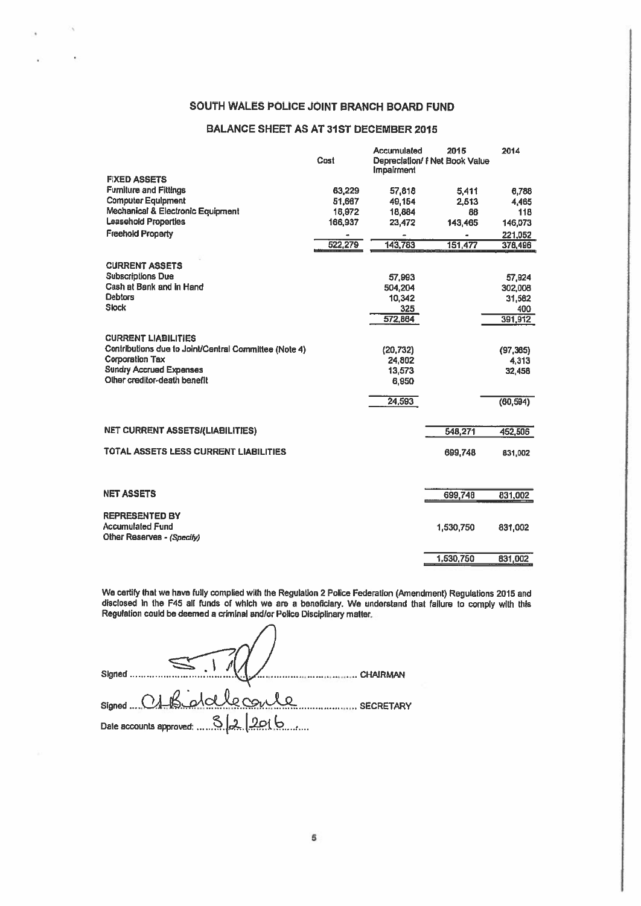# SOUTH WALES POLICE JOINT BRANCH BOARD FUND

## BALANCE SHEET AS AT 31ST DECEMBER 2015

| | Cost | Accumulated Depreciation/ Impairment | 2015 £ Net Book Value | 2014 |
|---|---|---|---|---|
| **FIXED ASSETS** | | | | |
| Furniture and Fittings | 63,229 | 57,818 | 5,411 | 6,788 |
| Computer Equipment | 51,667 | 49,154 | 2,513 | 4,465 |
| Mechanical & Electronic Equipment | 18,972 | 18,884 | 88 | 118 |
| Leasehold Properties | 166,937 | 23,472 | 143,465 | 146,073 |
| Freehold Property | - | - | - | 221,052 |
| | 522,279 | 143,783 | 151,477 | 378,496 |
| **CURRENT ASSETS** | | | | |
| Subscriptions Due | | 57,993 | | 57,924 |
| Cash at Bank and in Hand | | 504,204 | | 302,006 |
| Debtors | | 10,342 | | 31,582 |
| Stock | | 325 | | 400 |
| | | 572,864 | | 391,912 |
| **CURRENT LIABILITIES** | | | | |
| Contributions due to Joint/Central Committee (Note 4) | | (20,732) | | (97,365) |
| Corporation Tax | | 24,802 | | 4,313 |
| Sundry Accrued Expenses | | 13,573 | | 32,458 |
| Other creditor-death benefit | | 6,950 | | |
| | | 24,593 | | (60,594) |
| **NET CURRENT ASSETS/(LIABILITIES)** | | | 548,271 | 452,506 |
| **TOTAL ASSETS LESS CURRENT LIABILITIES** | | | 699,748 | 831,002 |
| **NET ASSETS** | | | 699,748 | 831,002 |
| **REPRESENTED BY** | | | | |
| Accumulated Fund | | | 1,530,750 | 831,002 |
| Other Reserves - *(Specify)* | | | | |
| | | | 1,530,750 | 831,002 |

We certify that we have fully complied with the Regulation 2 Police Federation (Amendment) Regulations 2015 and disclosed in the F45 all funds of which we are a beneficiary. We understand that failure to comply with this Regulation could be deemed a criminal and/or Police Disciplinary matter.

Signed ............................................ CHAIRMAN

Signed ....C J B Biddlecombe.................. SECRETARY

Date accounts approved: ....3/2/2016....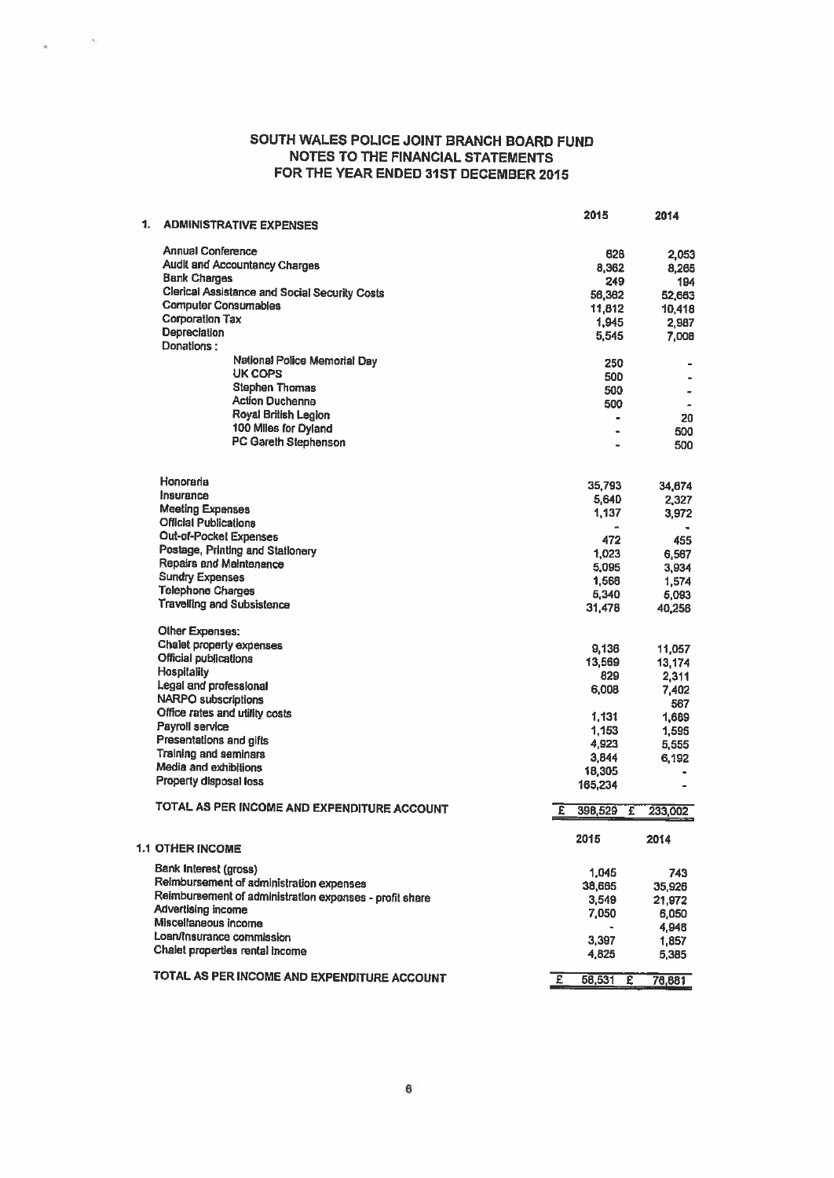# SOUTH WALES POLICE JOINT BRANCH BOARD FUND
## NOTES TO THE FINANCIAL STATEMENTS
## FOR THE YEAR ENDED 31ST DECEMBER 2015

| 1. ADMINISTRATIVE EXPENSES | 2015 | 2014 |
|---|---|---|
| Annual Conference | 828 | 2,053 |
| Audit and Accountancy Charges | 8,362 | 8,265 |
| Bank Charges | 249 | 194 |
| Clerical Assistance and Social Security Costs | 58,362 | 52,683 |
| Computer Consumables | 11,812 | 10,418 |
| Corporation Tax | 1,945 | 2,987 |
| Depreciation | 5,545 | 7,008 |
| Donations : | | |
| National Police Memorial Day | 250 | - |
| UK COPS | 500 | - |
| Stephen Thomas | 500 | - |
| Action Duchenne | 500 | - |
| Royal British Legion | - | 20 |
| 100 Miles for Dyland | - | 500 |
| PC Gareth Stephenson | - | 500 |
| Honoraria | 35,793 | 34,674 |
| Insurance | 5,640 | 2,327 |
| Meeting Expenses | 1,137 | 3,972 |
| Official Publications | - | - |
| Out-of-Pocket Expenses | 472 | 455 |
| Postage, Printing and Stationery | 1,023 | 6,567 |
| Repairs and Maintenance | 5,095 | 3,934 |
| Sundry Expenses | 1,568 | 1,574 |
| Telephone Charges | 5,340 | 5,093 |
| Travelling and Subsistence | 31,478 | 40,256 |
| Other Expenses: | | |
| Chalet property expenses | 9,136 | 11,057 |
| Official publications | 13,569 | 13,174 |
| Hospitality | 829 | 2,311 |
| Legal and professional | 6,008 | 7,402 |
| NARPO subscriptions | | 567 |
| Office rates and utility costs | 1,131 | 1,669 |
| Payroll service | 1,153 | 1,595 |
| Presentations and gifts | 4,923 | 5,555 |
| Training and seminars | 3,844 | 6,192 |
| Media and exhibitions | 18,305 | - |
| Property disposal loss | 165,234 | - |
| TOTAL AS PER INCOME AND EXPENDITURE ACCOUNT | £ 398,529 | £ 233,002 |

| 1.1 OTHER INCOME | 2015 | 2014 |
|---|---|---|
| Bank Interest (gross) | 1,045 | 743 |
| Reimbursement of administration expenses | 38,665 | 35,926 |
| Reimbursement of administration expenses - profit share | 3,549 | 21,972 |
| Advertising income | 7,050 | 6,050 |
| Miscellaneous income | - | 4,948 |
| Loan/insurance commission | 3,397 | 1,857 |
| Chalet properties rental income | 4,825 | 5,385 |
| TOTAL AS PER INCOME AND EXPENDITURE ACCOUNT | £ 58,531 | £ 76,881 |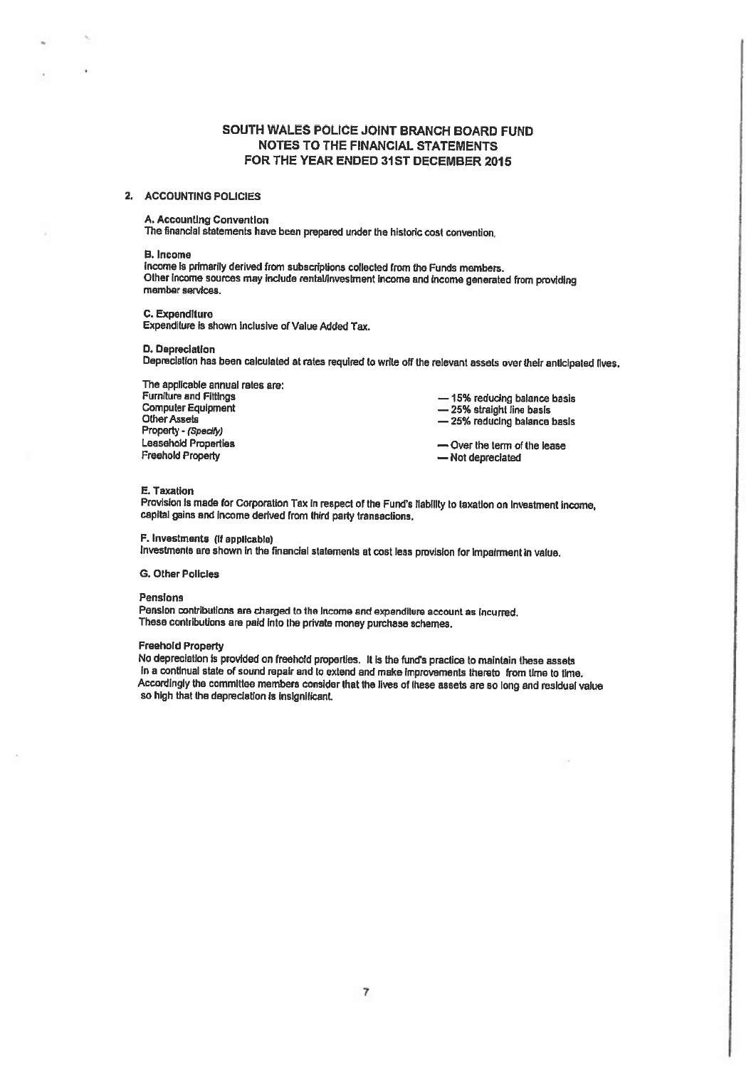# SOUTH WALES POLICE JOINT BRANCH BOARD FUND
## NOTES TO THE FINANCIAL STATEMENTS
## FOR THE YEAR ENDED 31ST DECEMBER 2015

### 2. ACCOUNTING POLICIES

**A. Accounting Convention**
The financial statements have been prepared under the historic cost convention.

**B. Income**
Income is primarily derived from subscriptions collected from the Funds members.
Other income sources may include rental/investment income and income generated from providing member services.

**C. Expenditure**
Expenditure is shown inclusive of Value Added Tax.

**D. Depreciation**
Depreciation has been calculated at rates required to write off the relevant assets over their anticipated lives.

The applicable annual rates are:

| | |
|---|---|
| Furniture and Fittings | — 15% reducing balance basis |
| Computer Equipment | — 25% straight line basis |
| Other Assets | — 25% reducing balance basis |
| Property - *(Specify)* | |
| Leasehold Properties | — Over the term of the lease |
| Freehold Property | — Not depreciated |

**E. Taxation**
Provision is made for Corporation Tax in respect of the Fund's liability to taxation on investment income, capital gains and income derived from third party transactions.

**F. Investments (If applicable)**
Investments are shown in the financial statements at cost less provision for impairment in value.

**G. Other Policies**

**Pensions**
Pension contributions are charged to the income and expenditure account as incurred.
These contributions are paid into the private money purchase schemes.

**Freehold Property**
No depreciation is provided on freehold properties. It is the fund's practice to maintain these assets in a continual state of sound repair and to extend and make improvements thereto from time to time. Accordingly the committee members consider that the lives of these assets are so long and residual value so high that the depreciation is insignificant.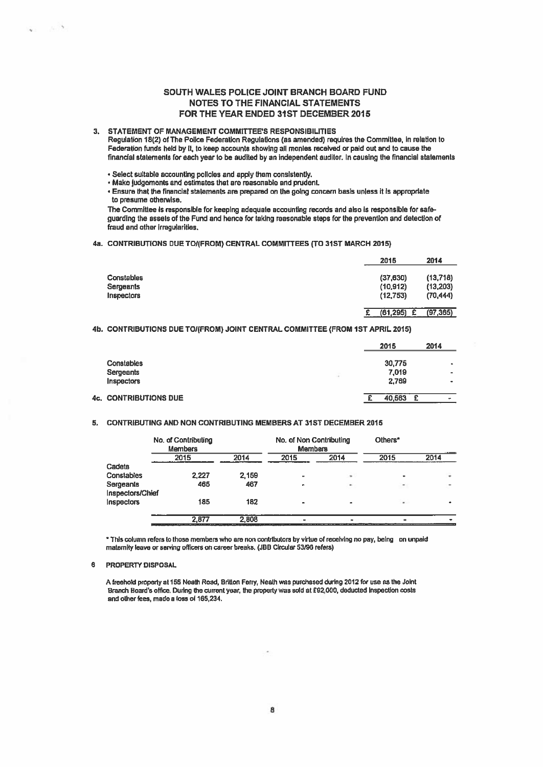# SOUTH WALES POLICE JOINT BRANCH BOARD FUND
# NOTES TO THE FINANCIAL STATEMENTS
# FOR THE YEAR ENDED 31ST DECEMBER 2015

**3. STATEMENT OF MANAGEMENT COMMITTEE'S RESPONSIBILITIES**

Regulation 18(2) of The Police Federation Regulations (as amended) requires the Committee, in relation to Federation funds held by it, to keep accounts showing all monies received or paid out and to cause the financial statements for each year to be audited by an independent auditor. In causing the financial statements

- Select suitable accounting policies and apply them consistently.
- Make judgements and estimates that are reasonable and prudent.
- Ensure that the financial statements are prepared on the going concern basis unless it is appropriate to presume otherwise.

The Committee is responsible for keeping adequate accounting records and also is responsible for safeguarding the assets of the Fund and hence for taking reasonable steps for the prevention and detection of fraud and other irregularities.

**4a. CONTRIBUTIONS DUE TO/(FROM) CENTRAL COMMITTEES (TO 31ST MARCH 2015)**

| | 2015 | 2014 |
|---|---|---|
| Constables | (37,630) | (13,718) |
| Sergeants | (10,912) | (13,203) |
| Inspectors | (12,753) | (70,444) |
| | £ (61,295) | £ (97,365) |

**4b. CONTRIBUTIONS DUE TO/(FROM) JOINT CENTRAL COMMITTEE (FROM 1ST APRIL 2015)**

| | 2015 | 2014 |
|---|---|---|
| Constables | 30,775 | - |
| Sergeants | 7,019 | - |
| Inspectors | 2,769 | - |
| **4c. CONTRIBUTIONS DUE** | £ 40,563 | £ - |

**5. CONTRIBUTING AND NON CONTRIBUTING MEMBERS AT 31ST DECEMBER 2015**

| | No. of Contributing Members | | No. of Non Contributing Members | | Others* | |
|---|---|---|---|---|---|---|
| | 2015 | 2014 | 2015 | 2014 | 2015 | 2014 |
| Cadets | | | | | | |
| Constables | 2,227 | 2,159 | - | - | - | - |
| Sergeants | 465 | 467 | - | - | - | - |
| Inspectors/Chief Inspectors | 185 | 182 | - | - | - | - |
| | 2,877 | 2,808 | - | - | - | - |

\* This column refers to those members who are non contributors by virtue of receiving no pay, being on unpaid maternity leave or serving officers on career breaks. (JBB Circular 53/96 refers)

**6 PROPERTY DISPOSAL**

A freehold property at 155 Neath Road, Britton Ferry, Neath was purchased during 2012 for use as the Joint Branch Board's office. During the current year, the property was sold at £92,000, deducted inspection costs and other fees, made a loss of 165,234.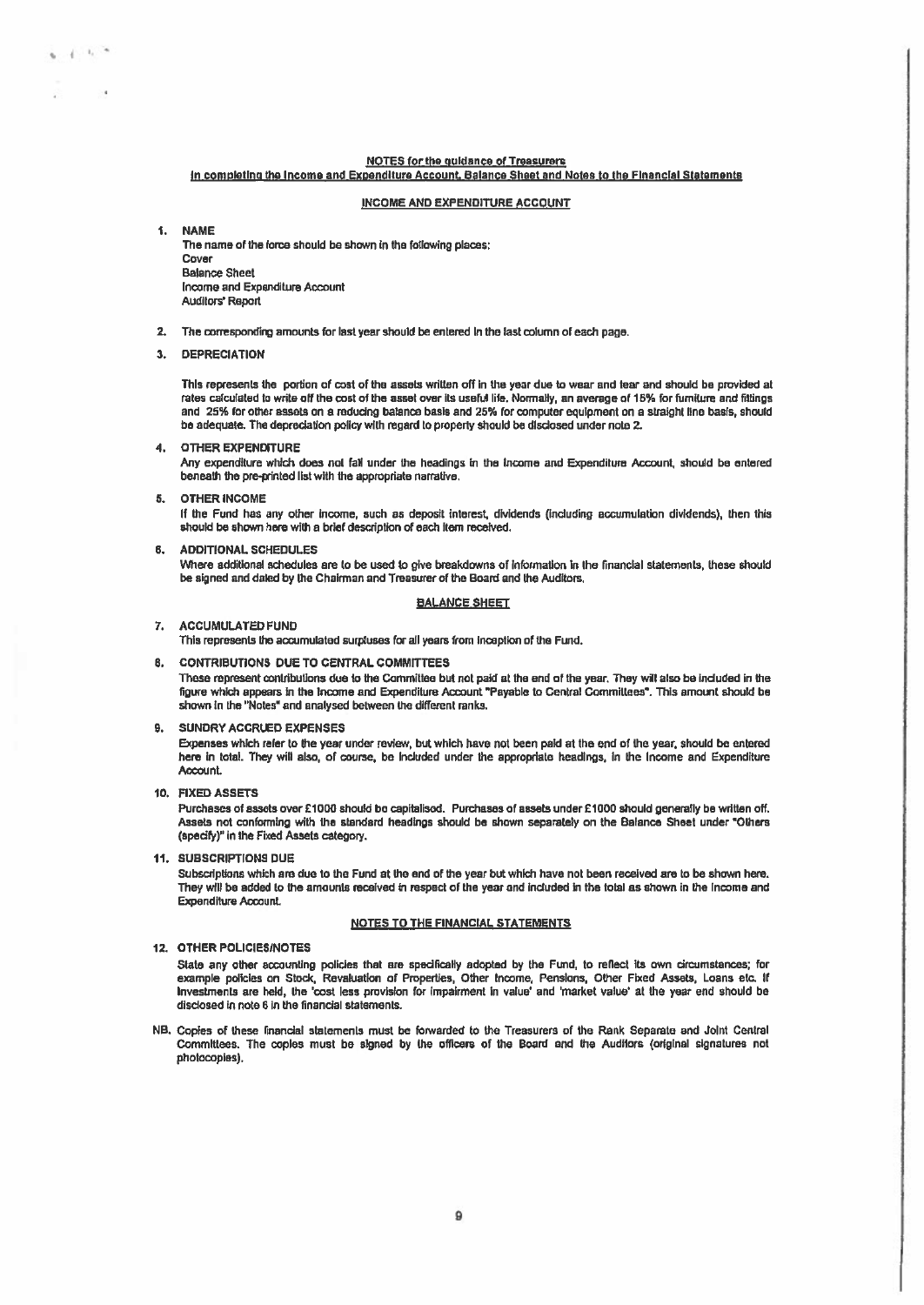## NOTES for the guidance of Treasurers
## In completing the Income and Expenditure Account, Balance Sheet and Notes to the Financial Statements

### INCOME AND EXPENDITURE ACCOUNT

**1. NAME**

The name of the force should be shown in the following places:
Cover
Balance Sheet
Income and Expenditure Account
Auditors' Report

2. The corresponding amounts for last year should be entered in the last column of each page.

**3. DEPRECIATION**

This represents the portion of cost of the assets written off in the year due to wear and tear and should be provided at rates calculated to write off the cost of the asset over its useful life. Normally, an average of 15% for furniture and fittings and 25% for other assets on a reducing balance basis and 25% for computer equipment on a straight line basis, should be adequate. The depreciation policy with regard to property should be disclosed under note 2.

**4. OTHER EXPENDITURE**

Any expenditure which does not fall under the headings in the Income and Expenditure Account, should be entered beneath the pre-printed list with the appropriate narrative.

**5. OTHER INCOME**

If the Fund has any other income, such as deposit interest, dividends (including accumulation dividends), then this should be shown here with a brief description of each item received.

**6. ADDITIONAL SCHEDULES**

Where additional schedules are to be used to give breakdowns of information in the financial statements, these should be signed and dated by the Chairman and Treasurer of the Board and the Auditors.

### BALANCE SHEET

**7. ACCUMULATED FUND**

This represents the accumulated surpluses for all years from inception of the Fund.

**8. CONTRIBUTIONS DUE TO CENTRAL COMMITTEES**

These represent contributions due to the Committee but not paid at the end of the year. They will also be included in the figure which appears in the Income and Expenditure Account "Payable to Central Committees". This amount should be shown in the "Notes" and analysed between the different ranks.

**9. SUNDRY ACCRUED EXPENSES**

Expenses which refer to the year under review, but which have not been paid at the end of the year, should be entered here in total. They will also, of course, be included under the appropriate headings, in the Income and Expenditure Account.

**10. FIXED ASSETS**

Purchases of assets over £1000 should be capitalised. Purchases of assets under £1000 should generally be written off. Assets not conforming with the standard headings should be shown separately on the Balance Sheet under "Others (specify)" in the Fixed Assets category.

**11. SUBSCRIPTIONS DUE**

Subscriptions which are due to the Fund at the end of the year but which have not been received are to be shown here. They will be added to the amounts received in respect of the year and included in the total as shown in the Income and Expenditure Account.

### NOTES TO THE FINANCIAL STATEMENTS

**12. OTHER POLICIES/NOTES**

State any other accounting policies that are specifically adopted by the Fund, to reflect its own circumstances; for example policies on Stock, Revaluation of Properties, Other Income, Pensions, Other Fixed Assets, Loans etc. If Investments are held, the 'cost less provision for impairment in value' and 'market value' at the year end should be disclosed in note 6 in the financial statements.

NB. Copies of these financial statements must be forwarded to the Treasurers of the Rank Separate and Joint Central Committees. The copies must be signed by the officers of the Board and the Auditors (original signatures not photocopies).